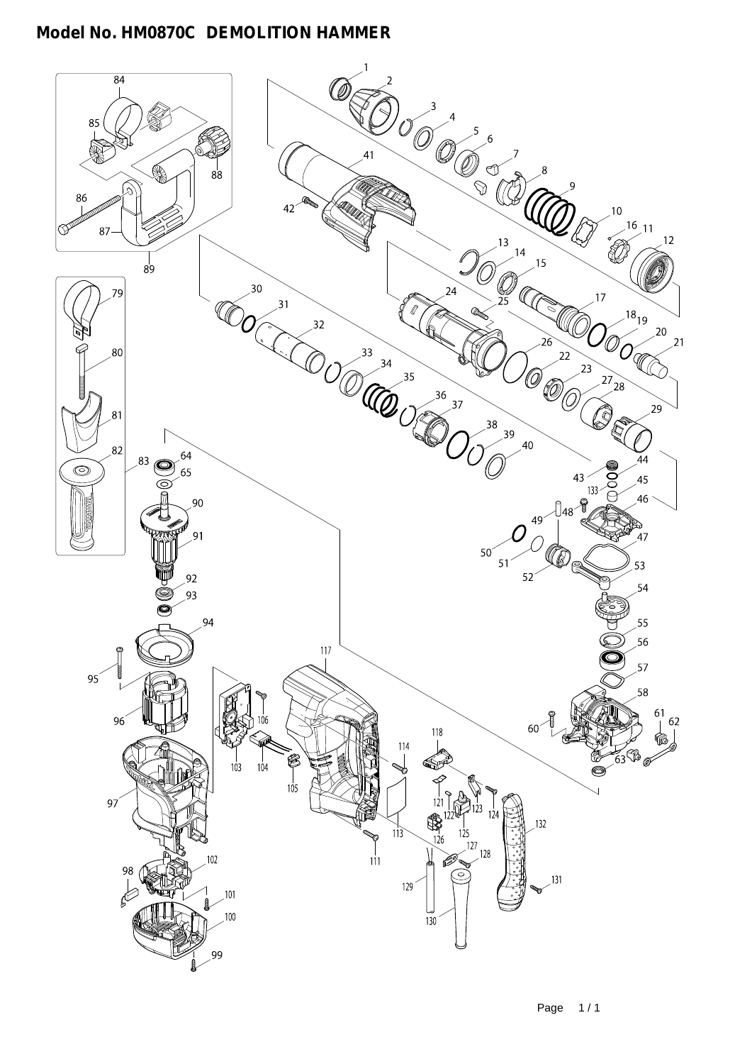# Model No. HM0870C DEMOLITION HAMMER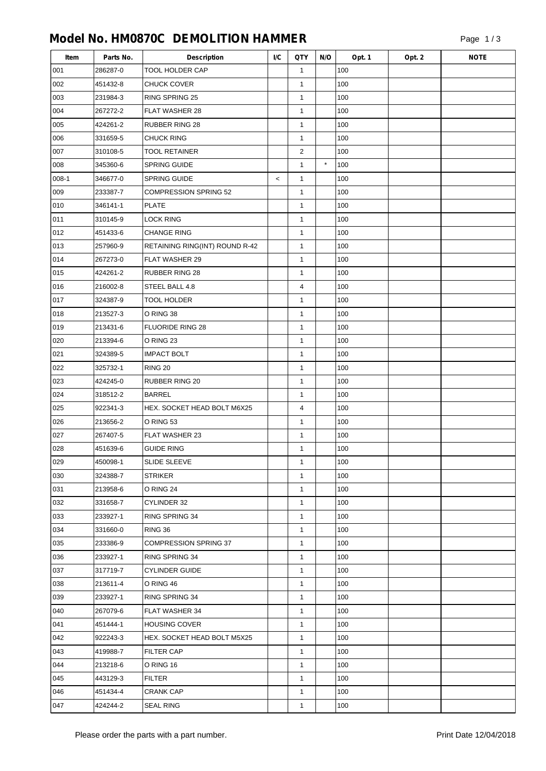# Model No. HM0870C DEMOLITION HAMMER

| Item | Parts No. | Description | I/C | QTY | N/O | Opt. 1 | Opt. 2 | NOTE |
|---|---|---|---|---|---|---|---|---|
| 001 | 286287-0 | TOOL HOLDER CAP | | 1 | | 100 | | |
| 002 | 451432-8 | CHUCK COVER | | 1 | | 100 | | |
| 003 | 231984-3 | RING SPRING 25 | | 1 | | 100 | | |
| 004 | 267272-2 | FLAT WASHER 28 | | 1 | | 100 | | |
| 005 | 424261-2 | RUBBER RING 28 | | 1 | | 100 | | |
| 006 | 331659-5 | CHUCK RING | | 1 | | 100 | | |
| 007 | 310108-5 | TOOL RETAINER | | 2 | | 100 | | |
| 008 | 345360-6 | SPRING GUIDE | | 1 | * | 100 | | |
| 008-1 | 346677-0 | SPRING GUIDE | < | 1 | | 100 | | |
| 009 | 233387-7 | COMPRESSION SPRING 52 | | 1 | | 100 | | |
| 010 | 346141-1 | PLATE | | 1 | | 100 | | |
| 011 | 310145-9 | LOCK RING | | 1 | | 100 | | |
| 012 | 451433-6 | CHANGE RING | | 1 | | 100 | | |
| 013 | 257960-9 | RETAINING RING(INT) ROUND R-42 | | 1 | | 100 | | |
| 014 | 267273-0 | FLAT WASHER 29 | | 1 | | 100 | | |
| 015 | 424261-2 | RUBBER RING 28 | | 1 | | 100 | | |
| 016 | 216002-8 | STEEL BALL 4.8 | | 4 | | 100 | | |
| 017 | 324387-9 | TOOL HOLDER | | 1 | | 100 | | |
| 018 | 213527-3 | O RING 38 | | 1 | | 100 | | |
| 019 | 213431-6 | FLUORIDE RING 28 | | 1 | | 100 | | |
| 020 | 213394-6 | O RING 23 | | 1 | | 100 | | |
| 021 | 324389-5 | IMPACT BOLT | | 1 | | 100 | | |
| 022 | 325732-1 | RING 20 | | 1 | | 100 | | |
| 023 | 424245-0 | RUBBER RING 20 | | 1 | | 100 | | |
| 024 | 318512-2 | BARREL | | 1 | | 100 | | |
| 025 | 922341-3 | HEX. SOCKET HEAD BOLT M6X25 | | 4 | | 100 | | |
| 026 | 213656-2 | O RING 53 | | 1 | | 100 | | |
| 027 | 267407-5 | FLAT WASHER 23 | | 1 | | 100 | | |
| 028 | 451639-6 | GUIDE RING | | 1 | | 100 | | |
| 029 | 450098-1 | SLIDE SLEEVE | | 1 | | 100 | | |
| 030 | 324388-7 | STRIKER | | 1 | | 100 | | |
| 031 | 213958-6 | O RING 24 | | 1 | | 100 | | |
| 032 | 331658-7 | CYLINDER 32 | | 1 | | 100 | | |
| 033 | 233927-1 | RING SPRING 34 | | 1 | | 100 | | |
| 034 | 331660-0 | RING 36 | | 1 | | 100 | | |
| 035 | 233386-9 | COMPRESSION SPRING 37 | | 1 | | 100 | | |
| 036 | 233927-1 | RING SPRING 34 | | 1 | | 100 | | |
| 037 | 317719-7 | CYLINDER GUIDE | | 1 | | 100 | | |
| 038 | 213611-4 | O RING 46 | | 1 | | 100 | | |
| 039 | 233927-1 | RING SPRING 34 | | 1 | | 100 | | |
| 040 | 267079-6 | FLAT WASHER 34 | | 1 | | 100 | | |
| 041 | 451444-1 | HOUSING COVER | | 1 | | 100 | | |
| 042 | 922243-3 | HEX. SOCKET HEAD BOLT M5X25 | | 1 | | 100 | | |
| 043 | 419988-7 | FILTER CAP | | 1 | | 100 | | |
| 044 | 213218-6 | O RING 16 | | 1 | | 100 | | |
| 045 | 443129-3 | FILTER | | 1 | | 100 | | |
| 046 | 451434-4 | CRANK CAP | | 1 | | 100 | | |
| 047 | 424244-2 | SEAL RING | | 1 | | 100 | | |

Please order the parts with a part number.

Print Date 12/04/2018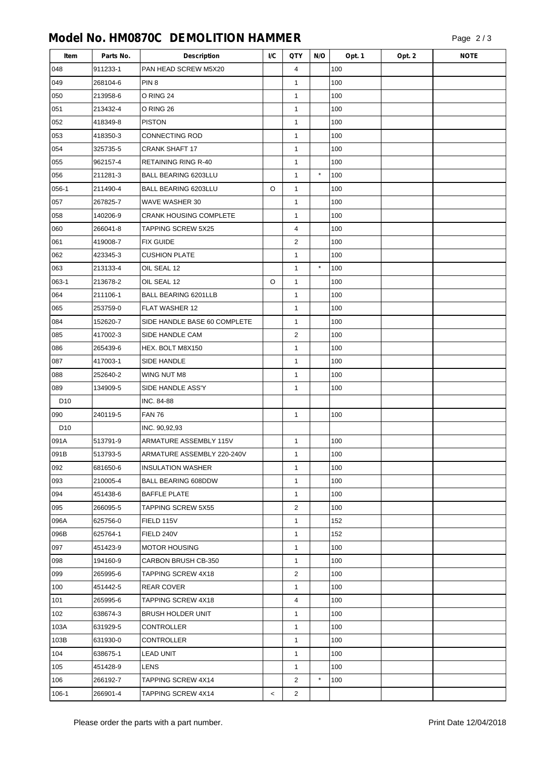# Model No. HM0870C DEMOLITION HAMMER

| Item | Parts No. | Description | I/C | QTY | N/O | Opt. 1 | Opt. 2 | NOTE |
|---|---|---|---|---|---|---|---|---|
| 048 | 911233-1 | PAN HEAD SCREW M5X20 | | 4 | | 100 | | |
| 049 | 268104-6 | PIN 8 | | 1 | | 100 | | |
| 050 | 213958-6 | O RING 24 | | 1 | | 100 | | |
| 051 | 213432-4 | O RING 26 | | 1 | | 100 | | |
| 052 | 418349-8 | PISTON | | 1 | | 100 | | |
| 053 | 418350-3 | CONNECTING ROD | | 1 | | 100 | | |
| 054 | 325735-5 | CRANK SHAFT 17 | | 1 | | 100 | | |
| 055 | 962157-4 | RETAINING RING R-40 | | 1 | | 100 | | |
| 056 | 211281-3 | BALL BEARING 6203LLU | | 1 | * | 100 | | |
| 056-1 | 211490-4 | BALL BEARING 6203LLU | O | 1 | | 100 | | |
| 057 | 267825-7 | WAVE WASHER 30 | | 1 | | 100 | | |
| 058 | 140206-9 | CRANK HOUSING COMPLETE | | 1 | | 100 | | |
| 060 | 266041-8 | TAPPING SCREW 5X25 | | 4 | | 100 | | |
| 061 | 419008-7 | FIX GUIDE | | 2 | | 100 | | |
| 062 | 423345-3 | CUSHION PLATE | | 1 | | 100 | | |
| 063 | 213133-4 | OIL SEAL 12 | | 1 | * | 100 | | |
| 063-1 | 213678-2 | OIL SEAL 12 | O | 1 | | 100 | | |
| 064 | 211106-1 | BALL BEARING 6201LLB | | 1 | | 100 | | |
| 065 | 253759-0 | FLAT WASHER 12 | | 1 | | 100 | | |
| 084 | 152620-7 | SIDE HANDLE BASE 60 COMPLETE | | 1 | | 100 | | |
| 085 | 417002-3 | SIDE HANDLE CAM | | 2 | | 100 | | |
| 086 | 265439-6 | HEX. BOLT M8X150 | | 1 | | 100 | | |
| 087 | 417003-1 | SIDE HANDLE | | 1 | | 100 | | |
| 088 | 252640-2 | WING NUT M8 | | 1 | | 100 | | |
| 089 | 134909-5 | SIDE HANDLE ASS'Y | | 1 | | 100 | | |
| D10 | | INC. 84-88 | | | | | | |
| 090 | 240119-5 | FAN 76 | | 1 | | 100 | | |
| D10 | | INC. 90,92,93 | | | | | | |
| 091A | 513791-9 | ARMATURE ASSEMBLY 115V | | 1 | | 100 | | |
| 091B | 513793-5 | ARMATURE ASSEMBLY 220-240V | | 1 | | 100 | | |
| 092 | 681650-6 | INSULATION WASHER | | 1 | | 100 | | |
| 093 | 210005-4 | BALL BEARING 608DDW | | 1 | | 100 | | |
| 094 | 451438-6 | BAFFLE PLATE | | 1 | | 100 | | |
| 095 | 266095-5 | TAPPING SCREW 5X55 | | 2 | | 100 | | |
| 096A | 625756-0 | FIELD 115V | | 1 | | 152 | | |
| 096B | 625764-1 | FIELD 240V | | 1 | | 152 | | |
| 097 | 451423-9 | MOTOR HOUSING | | 1 | | 100 | | |
| 098 | 194160-9 | CARBON BRUSH CB-350 | | 1 | | 100 | | |
| 099 | 265995-6 | TAPPING SCREW 4X18 | | 2 | | 100 | | |
| 100 | 451442-5 | REAR COVER | | 1 | | 100 | | |
| 101 | 265995-6 | TAPPING SCREW 4X18 | | 4 | | 100 | | |
| 102 | 638674-3 | BRUSH HOLDER UNIT | | 1 | | 100 | | |
| 103A | 631929-5 | CONTROLLER | | 1 | | 100 | | |
| 103B | 631930-0 | CONTROLLER | | 1 | | 100 | | |
| 104 | 638675-1 | LEAD UNIT | | 1 | | 100 | | |
| 105 | 451428-9 | LENS | | 1 | | 100 | | |
| 106 | 266192-7 | TAPPING SCREW 4X14 | | 2 | * | 100 | | |
| 106-1 | 266901-4 | TAPPING SCREW 4X14 | < | 2 | | | | |

Please order the parts with a part number.

Print Date 12/04/2018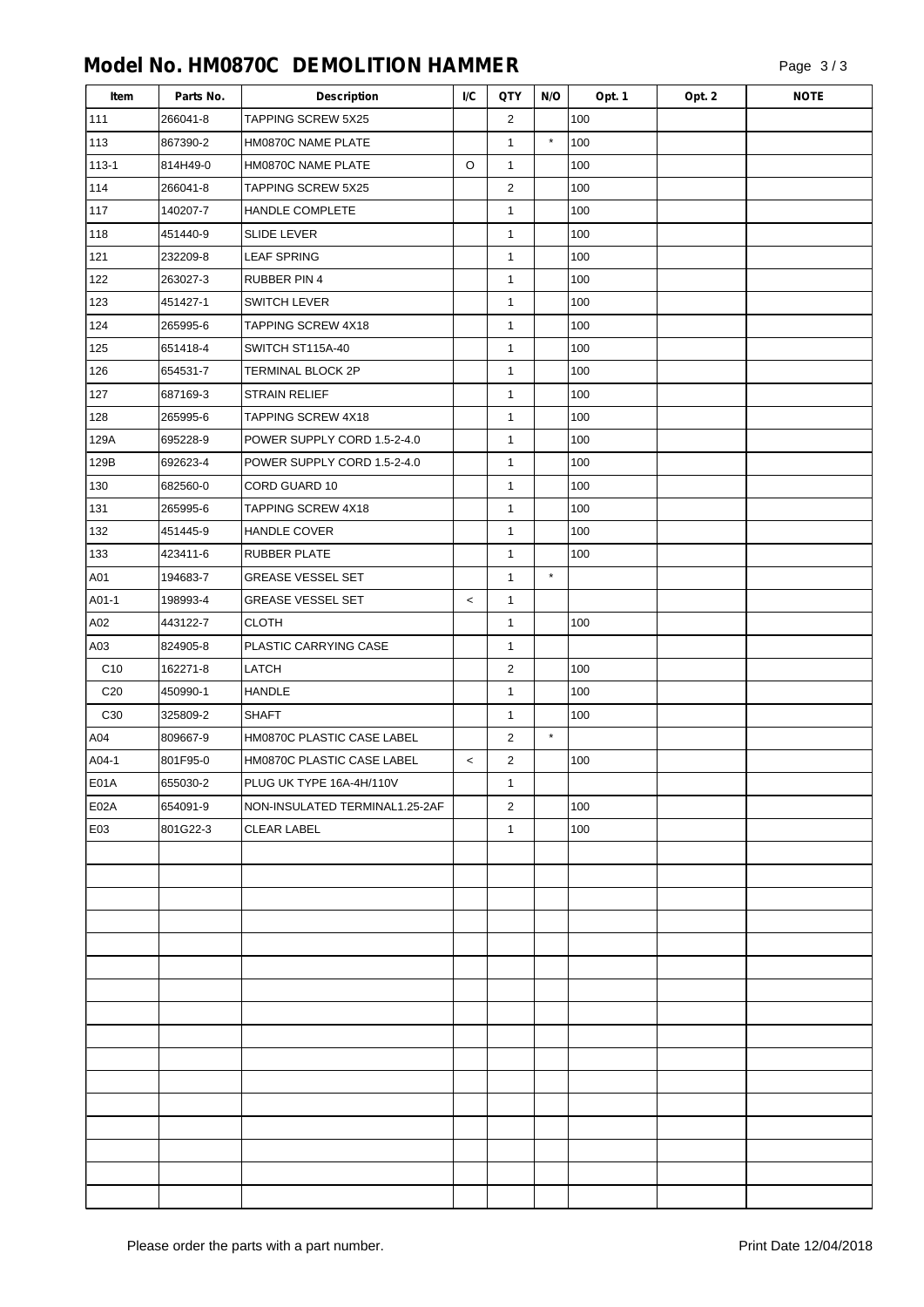# Model No. HM0870C DEMOLITION HAMMER

| Item | Parts No. | Description | I/C | QTY | N/O | Opt. 1 | Opt. 2 | NOTE |
|---|---|---|---|---|---|---|---|---|
| 111 | 266041-8 | TAPPING SCREW 5X25 | | 2 | | 100 | | |
| 113 | 867390-2 | HM0870C NAME PLATE | | 1 | * | 100 | | |
| 113-1 | 814H49-0 | HM0870C NAME PLATE | O | 1 | | 100 | | |
| 114 | 266041-8 | TAPPING SCREW 5X25 | | 2 | | 100 | | |
| 117 | 140207-7 | HANDLE COMPLETE | | 1 | | 100 | | |
| 118 | 451440-9 | SLIDE LEVER | | 1 | | 100 | | |
| 121 | 232209-8 | LEAF SPRING | | 1 | | 100 | | |
| 122 | 263027-3 | RUBBER PIN 4 | | 1 | | 100 | | |
| 123 | 451427-1 | SWITCH LEVER | | 1 | | 100 | | |
| 124 | 265995-6 | TAPPING SCREW 4X18 | | 1 | | 100 | | |
| 125 | 651418-4 | SWITCH ST115A-40 | | 1 | | 100 | | |
| 126 | 654531-7 | TERMINAL BLOCK 2P | | 1 | | 100 | | |
| 127 | 687169-3 | STRAIN RELIEF | | 1 | | 100 | | |
| 128 | 265995-6 | TAPPING SCREW 4X18 | | 1 | | 100 | | |
| 129A | 695228-9 | POWER SUPPLY CORD 1.5-2-4.0 | | 1 | | 100 | | |
| 129B | 692623-4 | POWER SUPPLY CORD 1.5-2-4.0 | | 1 | | 100 | | |
| 130 | 682560-0 | CORD GUARD 10 | | 1 | | 100 | | |
| 131 | 265995-6 | TAPPING SCREW 4X18 | | 1 | | 100 | | |
| 132 | 451445-9 | HANDLE COVER | | 1 | | 100 | | |
| 133 | 423411-6 | RUBBER PLATE | | 1 | | 100 | | |
| A01 | 194683-7 | GREASE VESSEL SET | | 1 | * | | | |
| A01-1 | 198993-4 | GREASE VESSEL SET | < | 1 | | | | |
| A02 | 443122-7 | CLOTH | | 1 | | 100 | | |
| A03 | 824905-8 | PLASTIC CARRYING CASE | | 1 | | | | |
| C10 | 162271-8 | LATCH | | 2 | | 100 | | |
| C20 | 450990-1 | HANDLE | | 1 | | 100 | | |
| C30 | 325809-2 | SHAFT | | 1 | | 100 | | |
| A04 | 809667-9 | HM0870C PLASTIC CASE LABEL | | 2 | * | | | |
| A04-1 | 801F95-0 | HM0870C PLASTIC CASE LABEL | < | 2 | | 100 | | |
| E01A | 655030-2 | PLUG UK TYPE 16A-4H/110V | | 1 | | | | |
| E02A | 654091-9 | NON-INSULATED TERMINAL1.25-2AF | | 2 | | 100 | | |
| E03 | 801G22-3 | CLEAR LABEL | | 1 | | 100 | | |

Please order the parts with a part number.

Print Date 12/04/2018